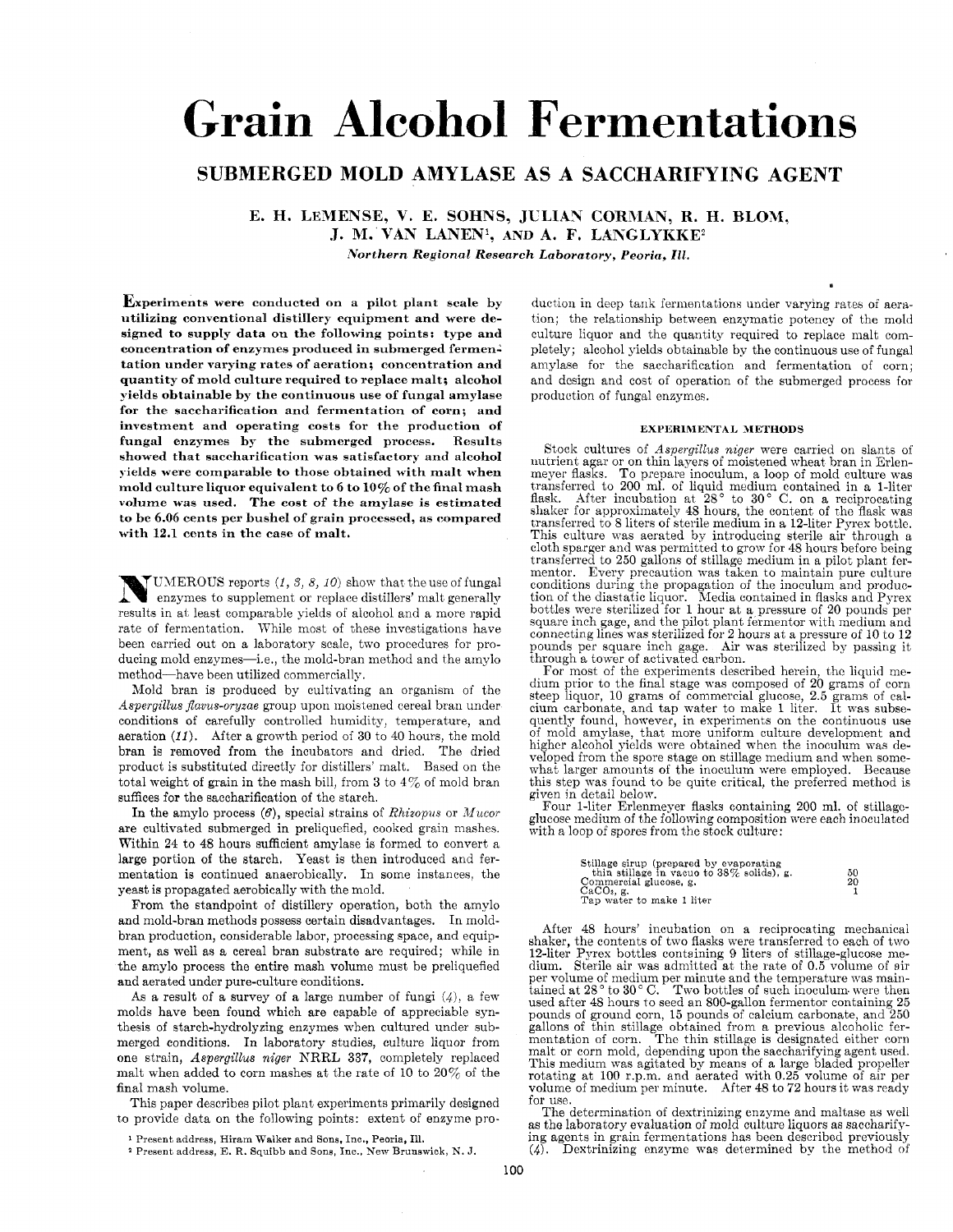# Grain Alcohol Fermentations

## SUBMERGED MOLD AMYLASE AS A SACCHARIFYING AGENT

**E. H. LEMENSE, V. E. SOHNS, JULIAN CORMAN, R. H. BLOM, J. M. VAN LANEN[1], AND A. F. LANGLYKKE[2]**

*Northern Regional Research Laboratory, Peoria, Ill.*

**Experiments were conducted on a pilot plant scale by utilizing conventional distillery equipment and were designed to supply data on the following points: type and concentration of enzymes produced in submerged fermentation under varying rates of aeration; concentration and quantity of mold culture required to replace malt; alcohol yields obtainable by the continuous use of fungal amylase for the saccharification and fermentation of corn; and investment and operating costs for the production of fungal enzymes by the submerged process. Results showed that saccharification was satisfactory and alcohol yields were comparable to those obtained with malt when mold culture liquor equivalent to 6 to 10% of the final mash volume was used. The cost of the amylase is estimated to be 6.06 cents per bushel of grain processed, as compared with 12.1 cents in the case of malt.**

NUMEROUS reports (*1, 3, 8, 10*) show that the use of fungal enzymes to supplement or replace distillers' malt generally results in at least comparable yields of alcohol and a more rapid rate of fermentation. While most of these investigations have been carried out on a laboratory scale, two procedures for producing mold enzymes—i.e., the mold-bran method and the amylo method—have been utilized commercially.

Mold bran is produced by cultivating an organism of the *Aspergillus flavus-oryzae* group upon moistened cereal bran under conditions of carefully controlled humidity, temperature, and aeration (*11*). After a growth period of 30 to 40 hours, the mold bran is removed from the incubators and dried. The dried product is substituted directly for distillers' malt. Based on the total weight of grain in the mash bill, from 3 to 4% of mold bran suffices for the saccharification of the starch.

In the amylo process (*6*), special strains of *Rhizopus* or *Mucor* are cultivated submerged in preliquefied, cooked grain mashes. Within 24 to 48 hours sufficient amylase is formed to convert a large portion of the starch. Yeast is then introduced and fermentation is continued anaerobically. In some instances, the yeast is propagated aerobically with the mold.

From the standpoint of distillery operation, both the amylo and mold-bran methods possess certain disadvantages. In mold-bran production, considerable labor, processing space, and equipment, as well as a cereal bran substrate are required; while in the amylo process the entire mash volume must be preliquefied and aerated under pure-culture conditions.

As a result of a survey of a large number of fungi (*4*), a few molds have been found which are capable of appreciable synthesis of starch-hydrolyzing enzymes when cultured under submerged conditions. In laboratory studies, culture liquor from one strain, *Aspergillus niger* NRRL 337, completely replaced malt when added to corn mashes at the rate of 10 to 20% of the final mash volume.

This paper describes pilot plant experiments primarily designed to provide data on the following points: extent of enzyme production in deep tank fermentations under varying rates of aeration; the relationship between enzymatic potency of the mold culture liquor and the quantity required to replace malt completely; alcohol yields obtainable by the continuous use of fungal amylase for the saccharification and fermentation of corn; and design and cost of operation of the submerged process for production of fungal enzymes.

[1] Present address, Hiram Walker and Sons, Inc., Peoria, Ill.

[2] Present address, E. R. Squibb and Sons, Inc., New Brunswick, N. J.

### EXPERIMENTAL METHODS

Stock cultures of *Aspergillus niger* were carried on slants of nutrient agar or on thin layers of moistened wheat bran in Erlenmeyer flasks. To prepare inoculum, a loop of mold culture was transferred to 200 ml. of liquid medium contained in a 1-liter flask. After incubation at 28° to 30° C. on a reciprocating shaker for approximately 48 hours, the content of the flask was transferred to 8 liters of sterile medium in a 12-liter Pyrex bottle. This culture was aerated by introducing sterile air through a cloth sparger and was permitted to grow for 48 hours before being transferred to 250 gallons of stillage medium in a pilot plant fermentor. Every precaution was taken to maintain pure culture conditions during the propagation of the inoculum and production of the diastatic liquor. Media contained in flasks and Pyrex bottles were sterilized for 1 hour at a pressure of 20 pounds per square inch gage, and the pilot plant fermentor with medium and connecting lines was sterilized for 2 hours at a pressure of 10 to 12 pounds per square inch gage. Air was sterilized by passing it through a tower of activated carbon.

For most of the experiments described herein, the liquid medium prior to the final stage was composed of 20 grams of corn steep liquor, 10 grams of commercial glucose, 2.5 grams of calcium carbonate, and tap water to make 1 liter. It was subsequently found, however, in experiments on the continuous use of mold amylase, that more uniform culture development and higher alcohol yields were obtained when the inoculum was developed from the spore stage on stillage medium and when somewhat larger amounts of the inoculum were employed. Because this step was found to be quite critical, the preferred method is given in detail below.

Four 1-liter Erlenmeyer flasks containing 200 ml. of stillage-glucose medium of the following composition were each inoculated with a loop of spores from the stock culture:

| | |
|---|---|
| Stillage sirup (prepared by evaporating thin stillage in vacuo to 38% solids), g. | 50 |
| Commercial glucose, g. | 20 |
| $CaCO_3$, g. | 1 |
| Tap water to make 1 liter | |

After 48 hours' incubation on a reciprocating mechanical shaker, the contents of two flasks were transferred to each of two 12-liter Pyrex bottles containing 9 liters of stillage-glucose medium. Sterile air was admitted at the rate of 0.5 volume of air per volume of medium per minute and the temperature was maintained at 28° to 30° C. Two bottles of such inoculum were then used after 48 hours to seed an 800-gallon fermentor containing 25 pounds of ground corn, 15 pounds of calcium carbonate, and 250 gallons of thin stillage obtained from a previous alcoholic fermentation of corn. The thin stillage is designated either corn malt or corn mold, depending upon the saccharifying agent used. This medium was agitated by means of a large bladed propeller rotating at 100 r.p.m. and aerated with 0.25 volume of air per volume of medium per minute. After 48 to 72 hours it was ready for use.

The determination of dextrinizing enzyme and maltase as well as the laboratory evaluation of mold culture liquors as saccharifying agents in grain fermentations has been described previously (*4*). Dextrinizing enzyme was determined by the method of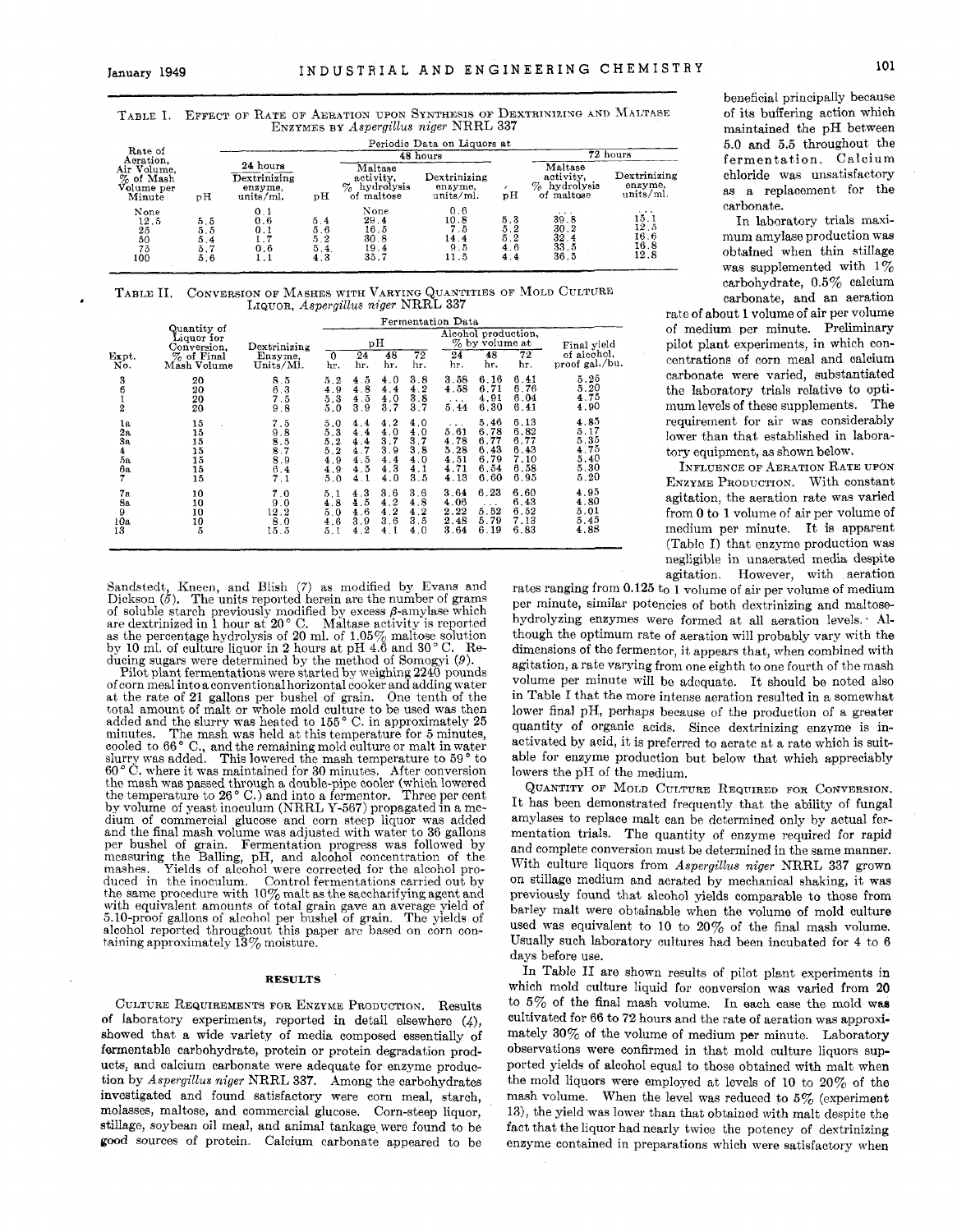TABLE I. EFFECT OF RATE OF AERATION UPON SYNTHESIS OF DEXTRINIZING AND MALTASE ENZYMES BY *Aspergillus niger* NRRL 337

| Rate of Aeration, Air Volume, % of Mash Volume per Minute | Periodic Data on Liquors at 24 hours | | 48 hours | | | 72 hours | | |
|---|---|---|---|---|---|---|---|---|
| | pH | Dextrinizing enzyme, units/ml. | pH | Maltase activity, % hydrolysis of maltose | Dextrinizing enzyme, units/ml. | pH | Maltase activity, % hydrolysis of maltose | Dextrinizing enzyme, units/ml. |
| None | | 0.1 | | None | 0.6 | | ... | ... |
| 12.5 | 5.5 | 0.6 | 5.4 | 29.4 | 10.8 | 5.3 | 39.8 | 15.1 |
| 25 | 5.5 | 0.1 | 5.6 | 16.5 | 7.5 | 5.2 | 30.2 | 12.5 |
| 50 | 5.4 | 1.7 | 5.2 | 30.8 | 14.4 | 5.2 | 32.4 | 16.6 |
| 75 | 5.7 | 0.6 | 5.4 | 19.4 | 9.5 | 4.6 | 33.5 | 16.8 |
| 100 | 5.6 | 1.1 | 4.3 | 35.7 | 11.5 | 4.4 | 36.5 | 12.8 |

TABLE II. CONVERSION OF MASHES WITH VARYING QUANTITIES OF MOLD CULTURE LIQUOR, *Aspergillus niger* NRRL 337

| Expt. No. | Quantity of Liquor for Conversion, % of Final Mash Volume | Dextrinizing Enzyme, Units/Ml. | pH 0 hr. | pH 24 hr. | pH 48 hr. | pH 72 hr. | Alcohol production, % by volume at 24 hr. | 48 hr. | 72 hr. | Final yield of alcohol, proof gal./bu. |
|---|---|---|---|---|---|---|---|---|---|---|
| 3 | 20 | 8.5 | 5.2 | 4.5 | 4.0 | 3.8 | 3.58 | 6.16 | 6.41 | 5.25 |
| 6 | 20 | 6.3 | 4.9 | 4.8 | 4.4 | 4.2 | 4.58 | 6.71 | 6.76 | 5.20 |
| 1 | 20 | 7.5 | 5.3 | 4.5 | 4.0 | 3.8 | ... | 4.91 | 6.04 | 4.75 |
| 2 | 20 | 9.8 | 5.0 | 3.9 | 3.7 | 3.7 | 5.44 | 6.30 | 6.41 | 4.90 |
| 1a | 15 | 7.5 | 5.0 | 4.4 | 4.2 | 4.0 | ... | 5.46 | 6.13 | 4.85 |
| 2a | 15 | 9.8 | 5.3 | 4.4 | 4.0 | 4.0 | 5.61 | 6.78 | 6.82 | 5.17 |
| 3a | 15 | 8.5 | 5.2 | 4.4 | 3.7 | 3.7 | 4.78 | 6.77 | 6.77 | 5.35 |
| 4 | 15 | 8.7 | 5.2 | 4.7 | 3.9 | 3.8 | 5.28 | 6.43 | 6.43 | 4.75 |
| 5a | 15 | 8.9 | 4.9 | 4.5 | 4.4 | 4.0 | 4.51 | 6.79 | 7.10 | 5.40 |
| 6a | 15 | 6.4 | 4.9 | 4.5 | 4.3 | 4.1 | 4.71 | 6.54 | 6.58 | 5.30 |
| 7 | 15 | 7.1 | 5.0 | 4.1 | 4.0 | 3.5 | 4.13 | 6.60 | 6.95 | 5.20 |
| 7a | 10 | 7.0 | 5.1 | 4.3 | 3.6 | 3.6 | 3.64 | 6.23 | 6.60 | 4.95 |
| 8a | 10 | 9.0 | 4.8 | 4.5 | 4.2 | 4.8 | 4.06 | ... | 6.43 | 4.80 |
| 9 | 10 | 12.2 | 5.0 | 4.6 | 4.2 | 4.2 | 2.22 | 5.52 | 6.52 | 5.01 |
| 10a | 10 | 8.0 | 4.6 | 3.9 | 3.6 | 3.5 | 2.48 | 5.79 | 7.13 | 5.45 |
| 13 | 5 | 15.5 | 5.1 | 4.2 | 4.1 | 4.0 | 3.64 | 6.19 | 6.83 | 4.88 |

Sandstedt, Kneen, and Blish (7) as modified by Evans and Dickson (5). The units reported herein are the number of grams of soluble starch previously modified by excess β-amylase which are dextrinized in 1 hour at 20° C. Maltase activity is reported as the percentage hydrolysis of 20 ml. of 1.05% maltose solution by 10 ml. of culture liquor in 2 hours at pH 4.6 and 30° C. Reducing sugars were determined by the method of Somogyi (9).

Pilot plant fermentations were started by weighing 2240 pounds of corn meal into a conventional horizontal cooker and adding water at the rate of 21 gallons per bushel of grain. One tenth of the total amount of malt or whole mold culture to be used was then added and the slurry was heated to 155° C. in approximately 25 minutes. The mash was held at this temperature for 5 minutes, cooled to 66° C., and the remaining mold culture or malt in water slurry was added. This lowered the mash temperature to 59° to 60° C. where it was maintained for 30 minutes. After conversion the mash was passed through a double-pipe cooler (which lowered the temperature to 26° C.) and into a fermentor. Three per cent by volume of yeast inoculum (NRRL Y-567) propagated in a medium of commercial glucose and corn steep liquor was added and the final mash volume was adjusted with water to 36 gallons per bushel of grain. Fermentation progress was followed by measuring the Balling, pH, and alcohol concentration of the mashes. Yields of alcohol were corrected for the alcohol produced in the inoculum. Control fermentations carried out by the same procedure with 10% malt as the saccharifying agent and with equivalent amounts of total grain gave an average yield of 5.10-proof gallons of alcohol per bushel of grain. The yields of alcohol reported throughout this paper are based on corn containing approximately 13% moisture.

## RESULTS

CULTURE REQUIREMENTS FOR ENZYME PRODUCTION. Results of laboratory experiments, reported in detail elsewhere (4), showed that a wide variety of media composed essentially of fermentable carbohydrate, protein or protein degradation products, and calcium carbonate were adequate for enzyme production by *Aspergillus niger* NRRL 337. Among the carbohydrates investigated and found satisfactory were corn meal, starch, molasses, maltose, and commercial glucose. Corn-steep liquor, stillage, soybean oil meal, and animal tankage were found to be good sources of protein. Calcium carbonate appeared to be beneficial principally because of its buffering action which maintained the pH between 5.0 and 5.5 throughout the fermentation. Calcium chloride was unsatisfactory as a replacement for the carbonate.

In laboratory trials maximum amylase production was obtained when thin stillage was supplemented with 1% carbohydrate, 0.5% calcium carbonate, and an aeration rate of about 1 volume of air per volume of medium per minute. Preliminary pilot plant experiments, in which concentrations of corn meal and calcium carbonate were varied, substantiated the laboratory trials relative to optimum levels of these supplements. The requirement for air was considerably lower than that established in laboratory equipment, as shown below.

INFLUENCE OF AERATION RATE UPON ENZYME PRODUCTION. With constant agitation, the aeration rate was varied from 0 to 1 volume of air per volume of medium per minute. It is apparent (Table I) that enzyme production was negligible in unaerated media despite agitation. However, with aeration rates ranging from 0.125 to 1 volume of air per volume of medium per minute, similar potencies of both dextrinizing and maltose-hydrolyzing enzymes were formed at all aeration levels. Although the optimum rate of aeration will probably vary with the dimensions of the fermentor, it appears that, when combined with agitation, a rate varying from one eighth to one fourth of the mash volume per minute will be adequate. It should be noted also in Table I that the more intense aeration resulted in a somewhat lower final pH, perhaps because of the production of a greater quantity of organic acids. Since dextrinizing enzyme is inactivated by acid, it is preferred to aerate at a rate which is suitable for enzyme production but below that which appreciably lowers the pH of the medium.

QUANTITY OF MOLD CULTURE REQUIRED FOR CONVERSION. It has been demonstrated frequently that the ability of fungal amylases to replace malt can be determined only by actual fermentation trials. The quantity of enzyme required for rapid and complete conversion must be determined in the same manner. With culture liquors from *Aspergillus niger* NRRL 337 grown on stillage medium and aerated by mechanical shaking, it was previously found that alcohol yields comparable to those from barley malt were obtainable when the volume of mold culture used was equivalent to 10 to 20% of the final mash volume. Usually such laboratory cultures had been incubated for 4 to 6 days before use.

In Table II are shown results of pilot plant experiments in which mold culture liquid for conversion was varied from 20 to 5% of the final mash volume. In each case the mold was cultivated for 66 to 72 hours and the rate of aeration was approximately 30% of the volume of medium per minute. Laboratory observations were confirmed in that mold culture liquors supported yields of alcohol equal to those obtained with malt when the mold liquors were employed at levels of 10 to 20% of the mash volume. When the level was reduced to 5% (experiment 13), the yield was lower than that obtained with malt despite the fact that the liquor had nearly twice the potency of dextrinizing enzyme contained in preparations which were satisfactory when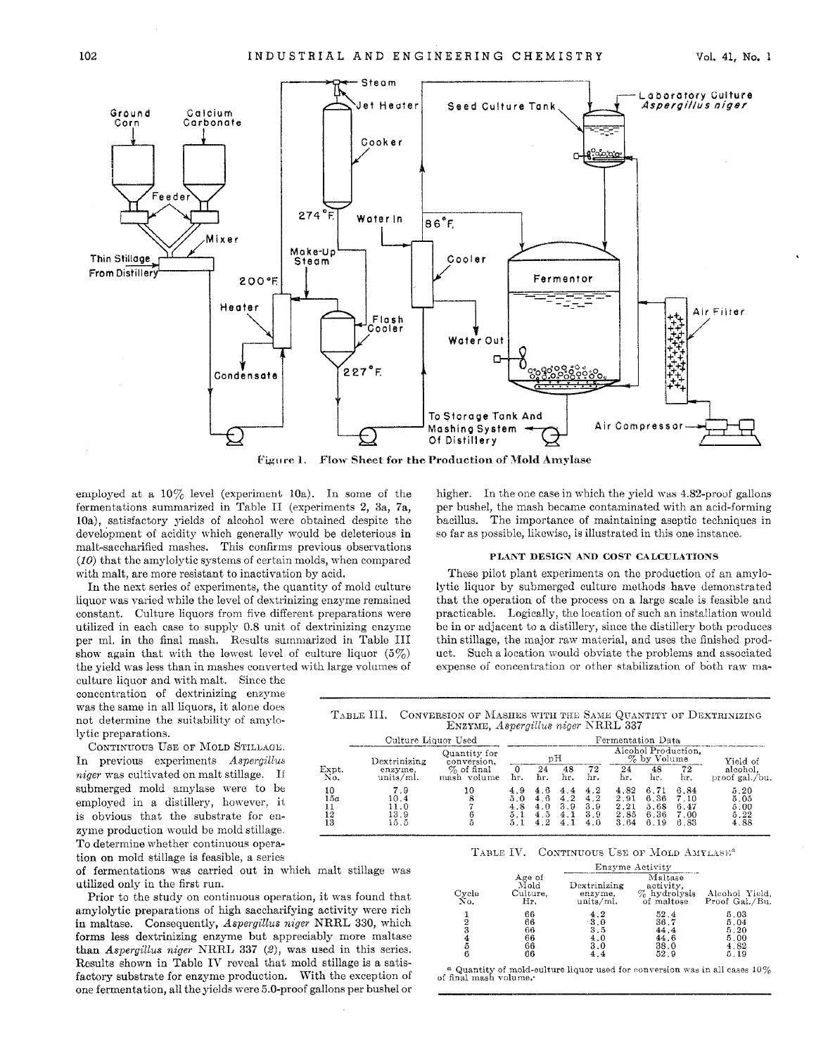Figure 1. Flow Sheet for the Production of Mold Amylase

employed at a 10% level (experiment 10a). In some of the fermentations summarized in Table II (experiments 2, 3a, 7a, 10a), satisfactory yields of alcohol were obtained despite the development of acidity which generally would be deleterious in malt-saccharified mashes. This confirms previous observations (10) that the amylolytic systems of certain molds, when compared with malt, are more resistant to inactivation by acid.

In the next series of experiments, the quantity of mold culture liquor was varied while the level of dextrinizing enzyme remained constant. Culture liquors from five different preparations were utilized in each case to supply 0.8 unit of dextrinizing enzyme per ml. in the final mash. Results summarized in Table III show again that with the lowest level of culture liquor (5%) the yield was less than in mashes converted with large volumes of culture liquor and with malt. Since the concentration of dextrinizing enzyme was the same in all liquors, it alone does not determine the suitability of amylolytic preparations.

Continuous Use of Mold Stillage. In previous experiments *Aspergillus niger* was cultivated on malt stillage. If submerged mold amylase were to be employed in a distillery, however, it is obvious that the substrate for enzyme production would be mold stillage. To determine whether continuous operation on mold stillage is feasible, a series of fermentations was carried out in which malt stillage was utilized only in the first run.

Prior to the study on continuous operation, it was found that amylolytic preparations of high saccharifying activity were rich in maltase. Consequently, *Aspergillus niger* NRRL 330, which forms less dextrinizing enzyme but appreciably more maltase than *Aspergillus niger* NRRL 337 (2), was used in this series. Results shown in Table IV reveal that mold stillage is a satisfactory substrate for enzyme production. With the exception of one fermentation, all the yields were 5.0-proof gallons per bushel or higher. In the one case in which the yield was 4.82-proof gallons per bushel, the mash became contaminated with an acid-forming bacillus. The importance of maintaining aseptic techniques in so far as possible, likewise, is illustrated in this one instance.

## PLANT DESIGN AND COST CALCULATIONS

These pilot plant experiments on the production of an amylolytic liquor by submerged culture methods have demonstrated that the operation of the process on a large scale is feasible and practicable. Logically, the location of such an installation would be in or adjacent to a distillery, since the distillery both produces thin stillage, the major raw material, and uses the finished product. Such a location would obviate the problems and associated expense of concentration or other stabilization of both raw ma-

Table III. Conversion of Mashes with the Same Quantity of Dextrinizing Enzyme, *Aspergillus niger* NRRL 337

| | Culture Liquor Used | | Fermentation Data | | | | | | | |
|---|---|---|---|---|---|---|---|---|---|---|
| | | | pH | | | | Alcohol Production, % by Volume | | | |
| Expt. No. | Dextrinizing enzyme, units/ml. | Quantity for conversion, % of final mash volume | 0 hr. | 24 hr. | 48 hr. | 72 hr. | 24 hr. | 48 hr. | 72 hr. | Yield of alcohol, proof gal./bu. |
| 10 | 7.9 | 10 | 4.9 | 4.6 | 4.4 | 4.2 | 4.82 | 6.71 | 6.84 | 5.20 |
| 15a | 10.4 | 8 | 5.0 | 4.6 | 4.2 | 4.2 | 2.91 | 6.36 | 7.10 | 5.05 |
| 11 | 11.0 | 7 | 4.8 | 4.0 | 3.9 | 3.9 | 2.21 | 5.68 | 6.47 | 5.00 |
| 12 | 13.9 | 6 | 5.1 | 4.5 | 4.1 | 3.9 | 2.85 | 6.36 | 7.00 | 5.22 |
| 13 | 15.5 | 5 | 5.1 | 4.2 | 4.1 | 4.0 | 3.64 | 6.19 | 6.83 | 4.88 |

Table IV. Continuous Use of Mold Amylase[a]

| | | Enzyme Activity | | |
|---|---|---|---|---|
| Cycle No. | Age of Mold Culture, Hr. | Dextrinizing enzyme, units/ml. | Maltase activity, % hydrolysis of maltose | Alcohol Yield, Proof Gal./Bu. |
| 1 | 66 | 4.2 | 52.4 | 5.03 |
| 2 | 66 | 3.0 | 36.7 | 5.04 |
| 3 | 66 | 3.5 | 44.4 | 5.20 |
| 4 | 66 | 4.0 | 44.6 | 5.00 |
| 5 | 66 | 3.0 | 38.0 | 4.82 |
| 6 | 66 | 4.4 | 52.9 | 5.19 |

[a] Quantity of mold-culture liquor used for conversion was in all cases 10% of final mash volume.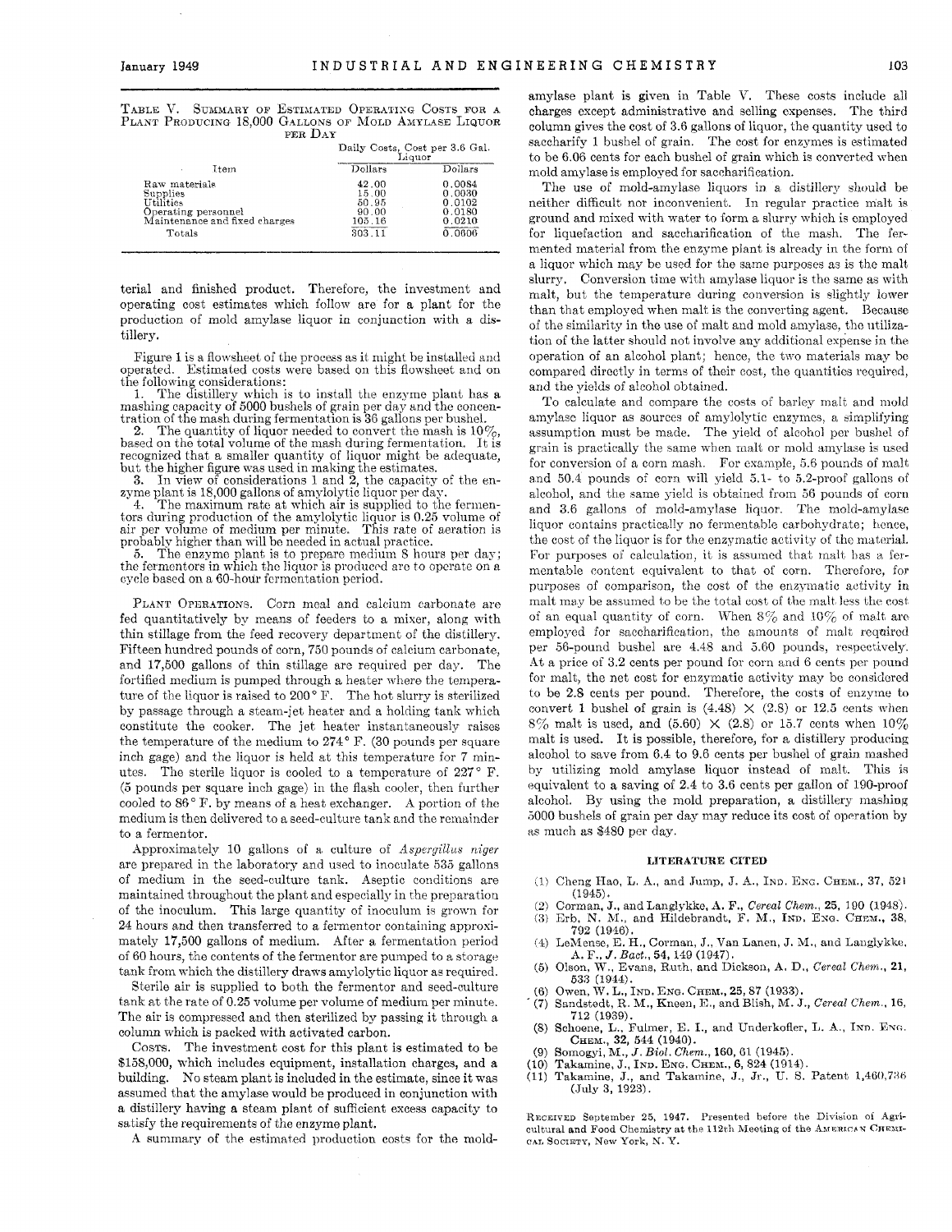Table V. Summary of Estimated Operating Costs for a Plant Producing 18,000 Gallons of Mold Amylase Liquor per Day

| Item | Daily Costs, Dollars | Cost per 3.6 Gal. Liquor, Dollars |
|---|---|---|
| Raw materials | 42.00 | 0.0084 |
| Supplies | 15.00 | 0.0030 |
| Utilities | 50.95 | 0.0102 |
| Operating personnel | 90.00 | 0.0180 |
| Maintenance and fixed charges | 105.16 | 0.0210 |
| Totals | 303.11 | 0.0606 |

terial and finished product. Therefore, the investment and operating cost estimates which follow are for a plant for the production of mold amylase liquor in conjunction with a distillery.

Figure 1 is a flowsheet of the process as it might be installed and operated. Estimated costs were based on this flowsheet and on the following considerations:

1. The distillery which is to install the enzyme plant has a mashing capacity of 5000 bushels of grain per day and the concentration of the mash during fermentation is 36 gallons per bushel.
2. The quantity of liquor needed to convert the mash is 10%, based on the total volume of the mash during fermentation. It is recognized that a smaller quantity of liquor might be adequate, but the higher figure was used in making the estimates.
3. In view of considerations 1 and 2, the capacity of the enzyme plant is 18,000 gallons of amylolytic liquor per day.
4. The maximum rate at which air is supplied to the fermentors during production of the amylolytic liquor is 0.25 volume of air per volume of medium per minute. This rate of aeration is probably higher than will be needed in actual practice.
5. The enzyme plant is to prepare medium 8 hours per day; the fermentors in which the liquor is produced are to operate on a cycle based on a 60-hour fermentation period.

Plant Operations. Corn meal and calcium carbonate are fed quantitatively by means of feeders to a mixer, along with thin stillage from the feed recovery department of the distillery. Fifteen hundred pounds of corn, 750 pounds of calcium carbonate, and 17,500 gallons of thin stillage are required per day. The fortified medium is pumped through a heater where the temperature of the liquor is raised to 200° F. The hot slurry is sterilized by passage through a steam-jet heater and a holding tank which constitute the cooker. The jet heater instantaneously raises the temperature of the medium to 274° F. (30 pounds per square inch gage) and the liquor is held at this temperature for 7 minutes. The sterile liquor is cooled to a temperature of 227° F. (5 pounds per square inch gage) in the flash cooler, then further cooled to 86° F. by means of a heat exchanger. A portion of the medium is then delivered to a seed-culture tank and the remainder to a fermentor.

Approximately 10 gallons of a culture of *Aspergillus niger* are prepared in the laboratory and used to inoculate 535 gallons of medium in the seed-culture tank. Aseptic conditions are maintained throughout the plant and especially in the preparation of the inoculum. This large quantity of inoculum is grown for 24 hours and then transferred to a fermentor containing approximately 17,500 gallons of medium. After a fermentation period of 60 hours, the contents of the fermentor are pumped to a storage tank from which the distillery draws amylolytic liquor as required.

Sterile air is supplied to both the fermentor and seed-culture tank at the rate of 0.25 volume per volume of medium per minute. The air is compressed and then sterilized by passing it through a column which is packed with activated carbon.

Costs. The investment cost for this plant is estimated to be $158,000, which includes equipment, installation charges, and a building. No steam plant is included in the estimate, since it was assumed that the amylase would be produced in conjunction with a distillery having a steam plant of sufficient excess capacity to satisfy the requirements of the enzyme plant.

A summary of the estimated production costs for the mold-amylase plant is given in Table V. These costs include all charges except administrative and selling expenses. The third column gives the cost of 3.6 gallons of liquor, the quantity used to saccharify 1 bushel of grain. The cost for enzymes is estimated to be 6.06 cents for each bushel of grain which is converted when mold amylase is employed for saccharification.

The use of mold-amylase liquors in a distillery should be neither difficult nor inconvenient. In regular practice malt is ground and mixed with water to form a slurry which is employed for liquefaction and saccharification of the mash. The fermented material from the enzyme plant is already in the form of a liquor which may be used for the same purposes as is the malt slurry. Conversion time with amylase liquor is the same as with malt, but the temperature during conversion is slightly lower than that employed when malt is the converting agent. Because of the similarity in the use of malt and mold amylase, the utilization of the latter should not involve any additional expense in the operation of an alcohol plant; hence, the two materials may be compared directly in terms of their cost, the quantities required, and the yields of alcohol obtained.

To calculate and compare the costs of barley malt and mold amylase liquor as sources of amylolytic enzymes, a simplifying assumption must be made. The yield of alcohol per bushel of grain is practically the same when malt or mold amylase is used for conversion of a corn mash. For example, 5.6 pounds of malt and 50.4 pounds of corn will yield 5.1- to 5.2-proof gallons of alcohol, and the same yield is obtained from 56 pounds of corn and 3.6 gallons of mold-amylase liquor. The mold-amylase liquor contains practically no fermentable carbohydrate; hence, the cost of the liquor is for the enzymatic activity of the material. For purposes of calculation, it is assumed that malt has a fermentable content equivalent to that of corn. Therefore, for purposes of comparison, the cost of the enzymatic activity in malt may be assumed to be the total cost of the malt less the cost of an equal quantity of corn. When 8% and 10% of malt are employed for saccharification, the amounts of malt required per 56-pound bushel are 4.48 and 5.60 pounds, respectively. At a price of 3.2 cents per pound for corn and 6 cents per pound for malt, the net cost for enzymatic activity may be considered to be 2.8 cents per pound. Therefore, the costs of enzyme to convert 1 bushel of grain is (4.48) × (2.8) or 12.5 cents when 8% malt is used, and (5.60) × (2.8) or 15.7 cents when 10% malt is used. It is possible, therefore, for a distillery producing alcohol to save from 6.4 to 9.6 cents per bushel of grain mashed by utilizing mold amylase liquor instead of malt. This is equivalent to a saving of 2.4 to 3.6 cents per gallon of 190-proof alcohol. By using the mold preparation, a distillery mashing 5000 bushels of grain per day may reduce its cost of operation by as much as $480 per day.

## Literature Cited

(1) Cheng Hao, L. A., and Jump, J. A., Ind. Eng. Chem., 37, 521 (1945).
(2) Corman, J., and Langlykke, A. F., *Cereal Chem.*, 25, 190 (1948).
(3) Erb, N. M., and Hildebrandt, F. M., Ind. Eng. Chem., 38, 792 (1946).
(4) LeMense, E. H., Corman, J., Van Lanen, J. M., and Langlykke, A. F., *J. Bact.*, 54, 149 (1947).
(5) Olson, W., Evans, Ruth, and Dickson, A. D., *Cereal Chem.*, 21, 533 (1944).
(6) Owen, W. L., Ind. Eng. Chem., 25, 87 (1933).
(7) Sandstedt, R. M., Kneen, E., and Blish, M. J., *Cereal Chem.*, 16, 712 (1939).
(8) Schoene, L., Fulmer, E. I., and Underkofler, L. A., Ind. Eng. Chem., 32, 544 (1940).
(9) Somogyi, M., *J. Biol. Chem.*, 160, 61 (1945).
(10) Takamine, J., Ind. Eng. Chem., 6, 824 (1914).
(11) Takamine, J., and Takamine, J., Jr., U. S. Patent 1,460,736 (July 3, 1923).

Received September 25, 1947. Presented before the Division of Agricultural and Food Chemistry at the 112th Meeting of the American Chemical Society, New York, N. Y.